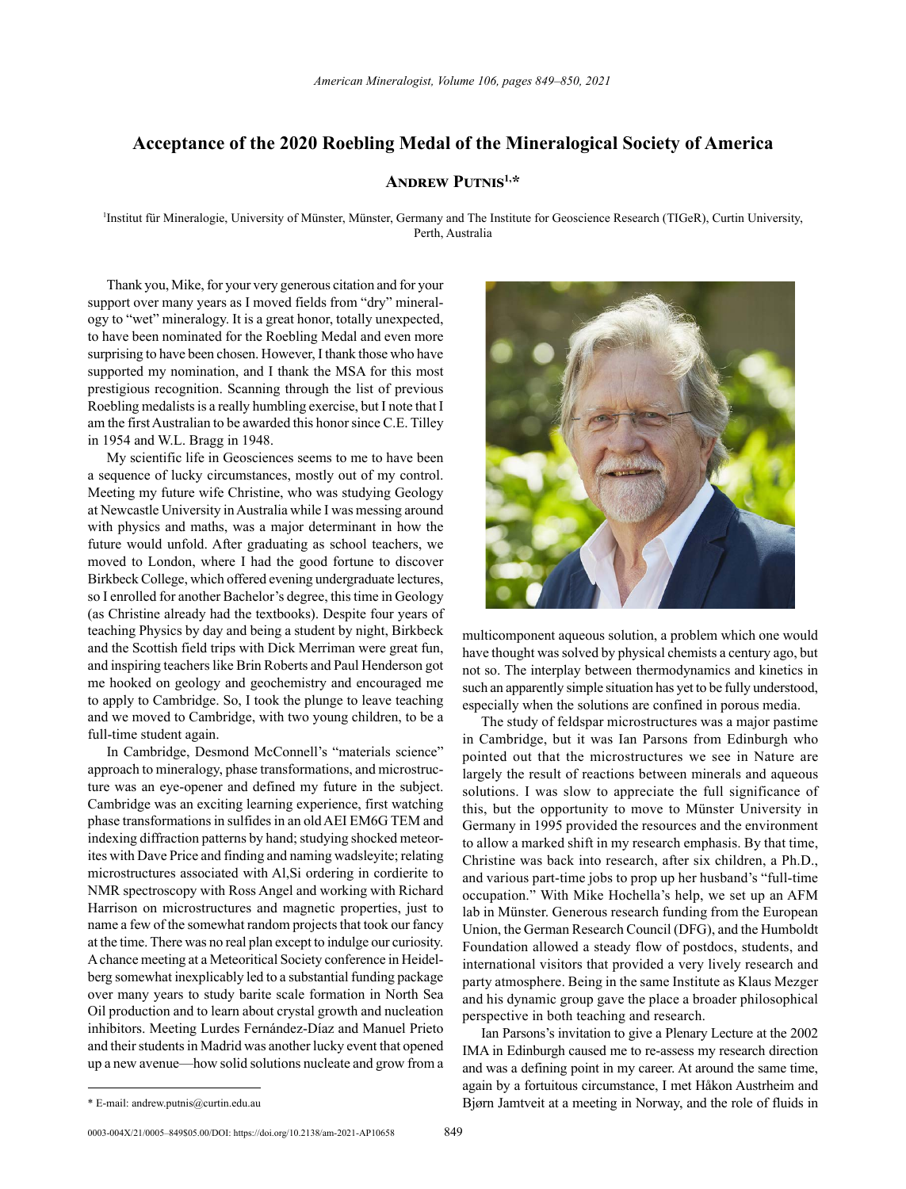# Acceptance of the 2020 Roebling Medal of the Mineralogical Society of America

**Andrew Putnis[1,*]**

[1]Institut für Mineralogie, University of Münster, Münster, Germany and The Institute for Geoscience Research (TIGeR), Curtin University, Perth, Australia

Thank you, Mike, for your very generous citation and for your support over many years as I moved fields from "dry" mineralogy to "wet" mineralogy. It is a great honor, totally unexpected, to have been nominated for the Roebling Medal and even more surprising to have been chosen. However, I thank those who have supported my nomination, and I thank the MSA for this most prestigious recognition. Scanning through the list of previous Roebling medalists is a really humbling exercise, but I note that I am the first Australian to be awarded this honor since C.E. Tilley in 1954 and W.L. Bragg in 1948.

My scientific life in Geosciences seems to me to have been a sequence of lucky circumstances, mostly out of my control. Meeting my future wife Christine, who was studying Geology at Newcastle University in Australia while I was messing around with physics and maths, was a major determinant in how the future would unfold. After graduating as school teachers, we moved to London, where I had the good fortune to discover Birkbeck College, which offered evening undergraduate lectures, so I enrolled for another Bachelor's degree, this time in Geology (as Christine already had the textbooks). Despite four years of teaching Physics by day and being a student by night, Birkbeck and the Scottish field trips with Dick Merriman were great fun, and inspiring teachers like Brin Roberts and Paul Henderson got me hooked on geology and geochemistry and encouraged me to apply to Cambridge. So, I took the plunge to leave teaching and we moved to Cambridge, with two young children, to be a full-time student again.

In Cambridge, Desmond McConnell's "materials science" approach to mineralogy, phase transformations, and microstructure was an eye-opener and defined my future in the subject. Cambridge was an exciting learning experience, first watching phase transformations in sulfides in an old AEI EM6G TEM and indexing diffraction patterns by hand; studying shocked meteorites with Dave Price and finding and naming wadsleyite; relating microstructures associated with Al,Si ordering in cordierite to NMR spectroscopy with Ross Angel and working with Richard Harrison on microstructures and magnetic properties, just to name a few of the somewhat random projects that took our fancy at the time. There was no real plan except to indulge our curiosity. A chance meeting at a Meteoritical Society conference in Heidelberg somewhat inexplicably led to a substantial funding package over many years to study barite scale formation in North Sea Oil production and to learn about crystal growth and nucleation inhibitors. Meeting Lurdes Fernández-Díaz and Manuel Prieto and their students in Madrid was another lucky event that opened up a new avenue—how solid solutions nucleate and grow from a multicomponent aqueous solution, a problem which one would have thought was solved by physical chemists a century ago, but not so. The interplay between thermodynamics and kinetics in such an apparently simple situation has yet to be fully understood, especially when the solutions are confined in porous media.

The study of feldspar microstructures was a major pastime in Cambridge, but it was Ian Parsons from Edinburgh who pointed out that the microstructures we see in Nature are largely the result of reactions between minerals and aqueous solutions. I was slow to appreciate the full significance of this, but the opportunity to move to Münster University in Germany in 1995 provided the resources and the environment to allow a marked shift in my research emphasis. By that time, Christine was back into research, after six children, a Ph.D., and various part-time jobs to prop up her husband's "full-time occupation." With Mike Hochella's help, we set up an AFM lab in Münster. Generous research funding from the European Union, the German Research Council (DFG), and the Humboldt Foundation allowed a steady flow of postdocs, students, and international visitors that provided a very lively research and party atmosphere. Being in the same Institute as Klaus Mezger and his dynamic group gave the place a broader philosophical perspective in both teaching and research.

Ian Parsons's invitation to give a Plenary Lecture at the 2002 IMA in Edinburgh caused me to re-assess my research direction and was a defining point in my career. At around the same time, again by a fortuitous circumstance, I met Håkon Austrheim and Bjørn Jamtveit at a meeting in Norway, and the role of fluids in

\* E-mail: andrew.putnis@curtin.edu.au

0003-004X/21/0005–849$05.00/DOI: https://doi.org/10.2138/am-2021-AP10658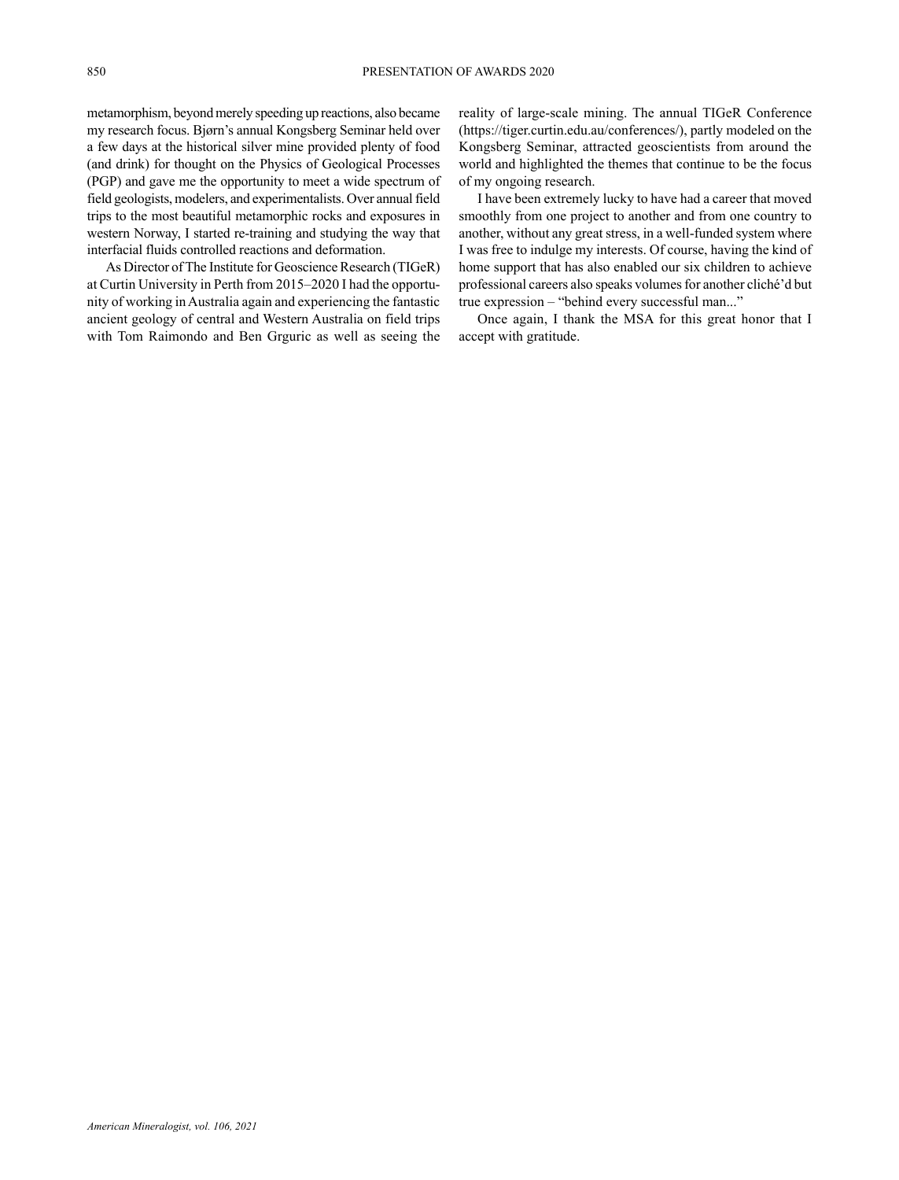metamorphism, beyond merely speeding up reactions, also became my research focus. Bjørn's annual Kongsberg Seminar held over a few days at the historical silver mine provided plenty of food (and drink) for thought on the Physics of Geological Processes (PGP) and gave me the opportunity to meet a wide spectrum of field geologists, modelers, and experimentalists. Over annual field trips to the most beautiful metamorphic rocks and exposures in western Norway, I started re-training and studying the way that interfacial fluids controlled reactions and deformation.

As Director of The Institute for Geoscience Research (TIGeR) at Curtin University in Perth from 2015–2020 I had the opportunity of working in Australia again and experiencing the fantastic ancient geology of central and Western Australia on field trips with Tom Raimondo and Ben Grguric as well as seeing the reality of large-scale mining. The annual TIGeR Conference (https://tiger.curtin.edu.au/conferences/), partly modeled on the Kongsberg Seminar, attracted geoscientists from around the world and highlighted the themes that continue to be the focus of my ongoing research.

I have been extremely lucky to have had a career that moved smoothly from one project to another and from one country to another, without any great stress, in a well-funded system where I was free to indulge my interests. Of course, having the kind of home support that has also enabled our six children to achieve professional careers also speaks volumes for another cliché'd but true expression – "behind every successful man..."

Once again, I thank the MSA for this great honor that I accept with gratitude.